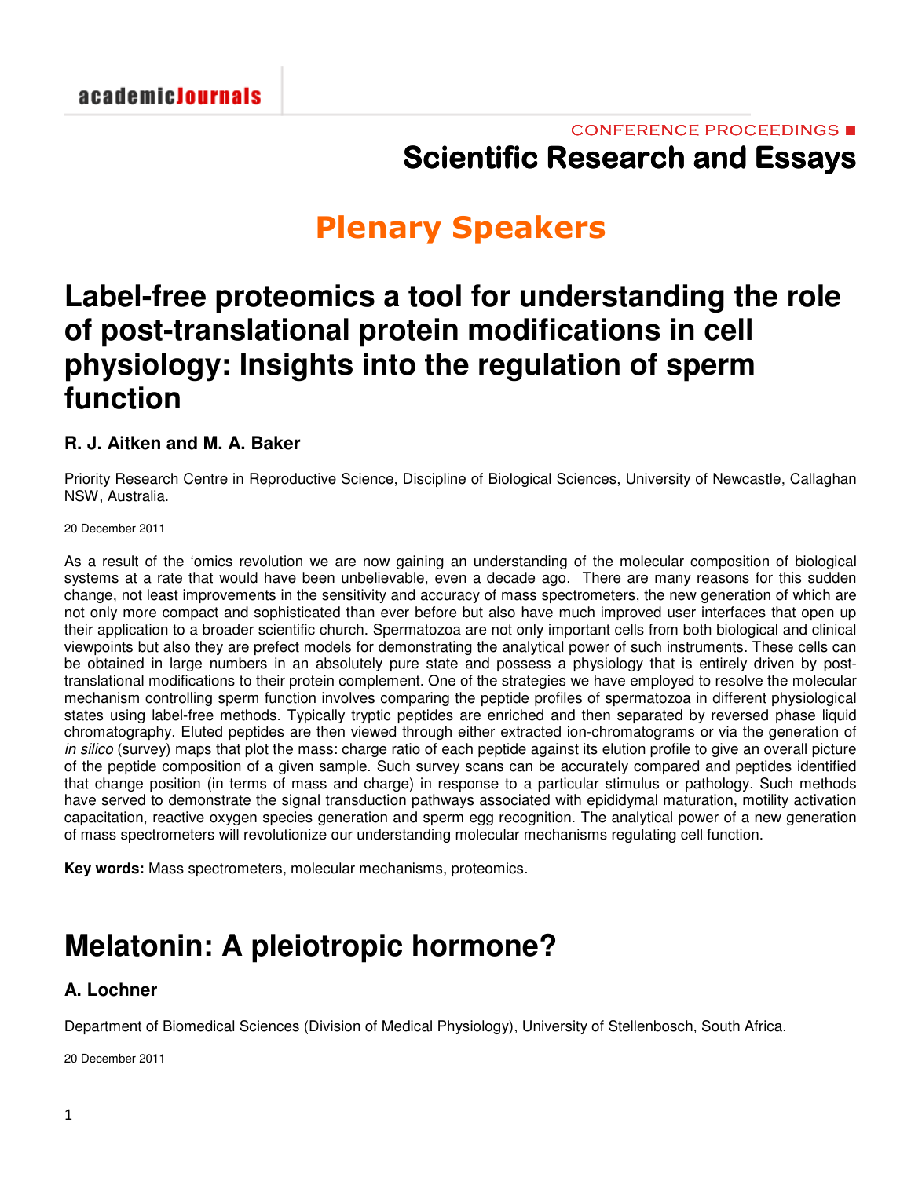CONFERENCE PROCEEDINGS

# Scientific Research and Essays

## Plenary Speakers

## Label-free proteomics a tool for understanding the role of post-translational protein modifications in cell physiology: Insights into the regulation of sperm function

**R. J. Aitken and M. A. Baker**

Priority Research Centre in Reproductive Science, Discipline of Biological Sciences, University of Newcastle, Callaghan NSW, Australia.

20 December 2011

As a result of the 'omics revolution we are now gaining an understanding of the molecular composition of biological systems at a rate that would have been unbelievable, even a decade ago. There are many reasons for this sudden change, not least improvements in the sensitivity and accuracy of mass spectrometers, the new generation of which are not only more compact and sophisticated than ever before but also have much improved user interfaces that open up their application to a broader scientific church. Spermatozoa are not only important cells from both biological and clinical viewpoints but also they are prefect models for demonstrating the analytical power of such instruments. These cells can be obtained in large numbers in an absolutely pure state and possess a physiology that is entirely driven by post-translational modifications to their protein complement. One of the strategies we have employed to resolve the molecular mechanism controlling sperm function involves comparing the peptide profiles of spermatozoa in different physiological states using label-free methods. Typically tryptic peptides are enriched and then separated by reversed phase liquid chromatography. Eluted peptides are then viewed through either extracted ion-chromatograms or via the generation of *in silico* (survey) maps that plot the mass: charge ratio of each peptide against its elution profile to give an overall picture of the peptide composition of a given sample. Such survey scans can be accurately compared and peptides identified that change position (in terms of mass and charge) in response to a particular stimulus or pathology. Such methods have served to demonstrate the signal transduction pathways associated with epididymal maturation, motility activation capacitation, reactive oxygen species generation and sperm egg recognition. The analytical power of a new generation of mass spectrometers will revolutionize our understanding molecular mechanisms regulating cell function.

**Key words:** Mass spectrometers, molecular mechanisms, proteomics.

## Melatonin: A pleiotropic hormone?

**A. Lochner**

Department of Biomedical Sciences (Division of Medical Physiology), University of Stellenbosch, South Africa.

20 December 2011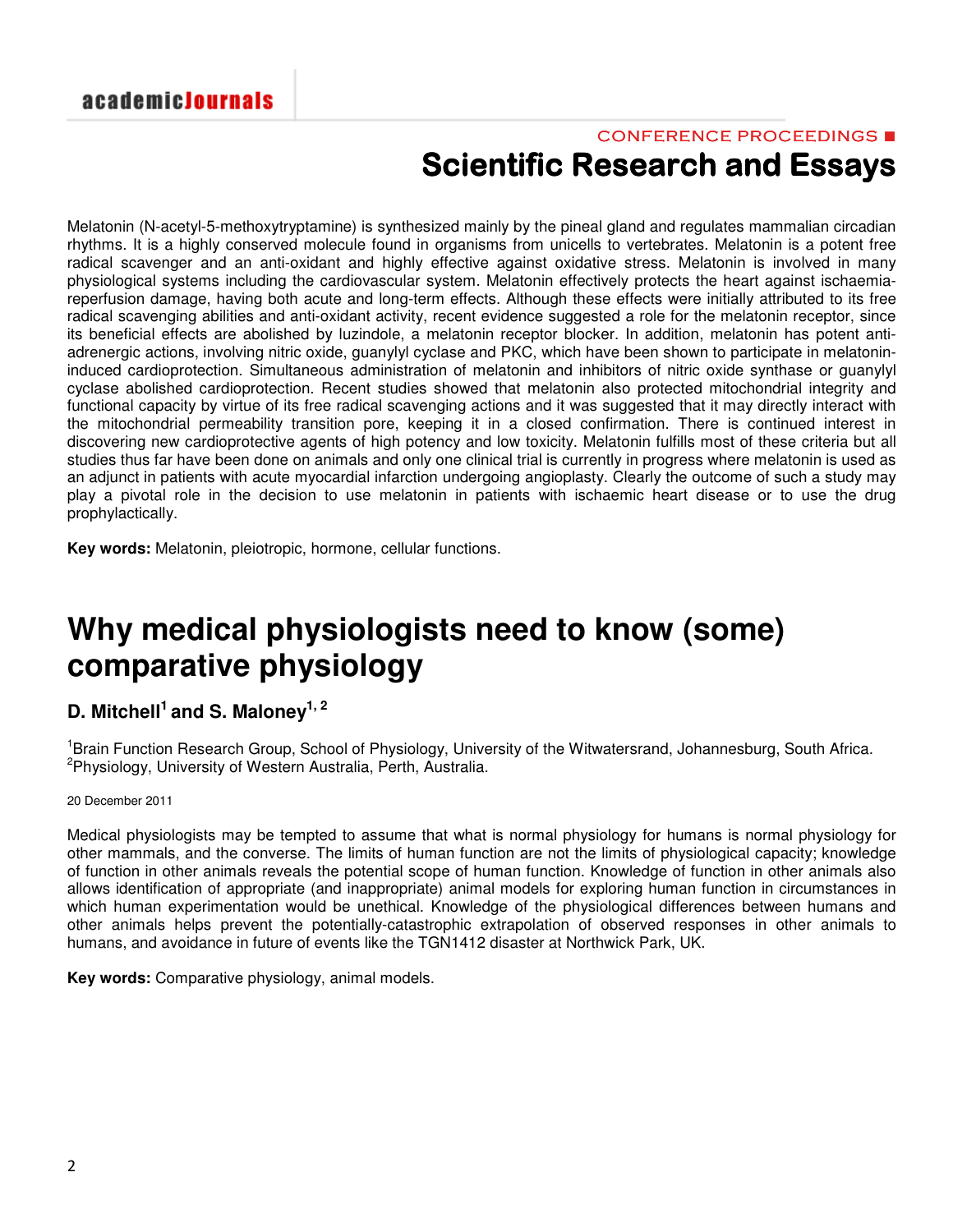Melatonin (N-acetyl-5-methoxytryptamine) is synthesized mainly by the pineal gland and regulates mammalian circadian rhythms. It is a highly conserved molecule found in organisms from unicells to vertebrates. Melatonin is a potent free radical scavenger and an anti-oxidant and highly effective against oxidative stress. Melatonin is involved in many physiological systems including the cardiovascular system. Melatonin effectively protects the heart against ischaemia-reperfusion damage, having both acute and long-term effects. Although these effects were initially attributed to its free radical scavenging abilities and anti-oxidant activity, recent evidence suggested a role for the melatonin receptor, since its beneficial effects are abolished by luzindole, a melatonin receptor blocker. In addition, melatonin has potent anti-adrenergic actions, involving nitric oxide, guanylyl cyclase and PKC, which have been shown to participate in melatonin-induced cardioprotection. Simultaneous administration of melatonin and inhibitors of nitric oxide synthase or guanylyl cyclase abolished cardioprotection. Recent studies showed that melatonin also protected mitochondrial integrity and functional capacity by virtue of its free radical scavenging actions and it was suggested that it may directly interact with the mitochondrial permeability transition pore, keeping it in a closed confirmation. There is continued interest in discovering new cardioprotective agents of high potency and low toxicity. Melatonin fulfills most of these criteria but all studies thus far have been done on animals and only one clinical trial is currently in progress where melatonin is used as an adjunct in patients with acute myocardial infarction undergoing angioplasty. Clearly the outcome of such a study may play a pivotal role in the decision to use melatonin in patients with ischaemic heart disease or to use the drug prophylactically.

**Key words:** Melatonin, pleiotropic, hormone, cellular functions.

# Why medical physiologists need to know (some) comparative physiology

**D. Mitchell[1] and S. Maloney[1, 2]**

[1]Brain Function Research Group, School of Physiology, University of the Witwatersrand, Johannesburg, South Africa.
[2]Physiology, University of Western Australia, Perth, Australia.

20 December 2011

Medical physiologists may be tempted to assume that what is normal physiology for humans is normal physiology for other mammals, and the converse. The limits of human function are not the limits of physiological capacity; knowledge of function in other animals reveals the potential scope of human function. Knowledge of function in other animals also allows identification of appropriate (and inappropriate) animal models for exploring human function in circumstances in which human experimentation would be unethical. Knowledge of the physiological differences between humans and other animals helps prevent the potentially-catastrophic extrapolation of observed responses in other animals to humans, and avoidance in future of events like the TGN1412 disaster at Northwick Park, UK.

**Key words:** Comparative physiology, animal models.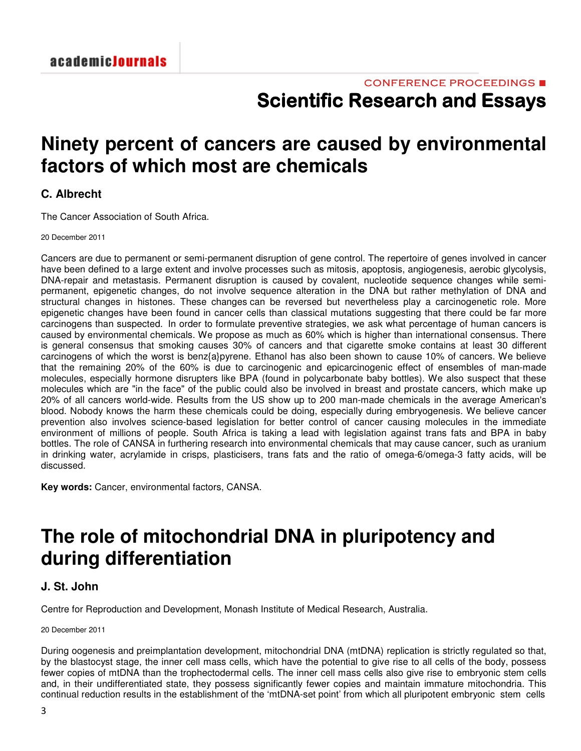# Ninety percent of cancers are caused by environmental factors of which most are chemicals

**C. Albrecht**

The Cancer Association of South Africa.

20 December 2011

Cancers are due to permanent or semi-permanent disruption of gene control. The repertoire of genes involved in cancer have been defined to a large extent and involve processes such as mitosis, apoptosis, angiogenesis, aerobic glycolysis, DNA-repair and metastasis. Permanent disruption is caused by covalent, nucleotide sequence changes while semi-permanent, epigenetic changes, do not involve sequence alteration in the DNA but rather methylation of DNA and structural changes in histones. These changes can be reversed but nevertheless play a carcinogenetic role. More epigenetic changes have been found in cancer cells than classical mutations suggesting that there could be far more carcinogens than suspected. In order to formulate preventive strategies, we ask what percentage of human cancers is caused by environmental chemicals. We propose as much as 60% which is higher than international consensus. There is general consensus that smoking causes 30% of cancers and that cigarette smoke contains at least 30 different carcinogens of which the worst is benz{a}pyrene. Ethanol has also been shown to cause 10% of cancers. We believe that the remaining 20% of the 60% is due to carcinogenic and epicarcinogenic effect of ensembles of man-made molecules, especially hormone disrupters like BPA (found in polycarbonate baby bottles). We also suspect that these molecules which are "in the face" of the public could also be involved in breast and prostate cancers, which make up 20% of all cancers world-wide. Results from the US show up to 200 man-made chemicals in the average American's blood. Nobody knows the harm these chemicals could be doing, especially during embryogenesis. We believe cancer prevention also involves science-based legislation for better control of cancer causing molecules in the immediate environment of millions of people. South Africa is taking a lead with legislation against trans fats and BPA in baby bottles. The role of CANSA in furthering research into environmental chemicals that may cause cancer, such as uranium in drinking water, acrylamide in crisps, plasticisers, trans fats and the ratio of omega-6/omega-3 fatty acids, will be discussed.

**Key words:** Cancer, environmental factors, CANSA.

# The role of mitochondrial DNA in pluripotency and during differentiation

**J. St. John**

Centre for Reproduction and Development, Monash Institute of Medical Research, Australia.

20 December 2011

During oogenesis and preimplantation development, mitochondrial DNA (mtDNA) replication is strictly regulated so that, by the blastocyst stage, the inner cell mass cells, which have the potential to give rise to all cells of the body, possess fewer copies of mtDNA than the trophectodermal cells. The inner cell mass cells also give rise to embryonic stem cells and, in their undifferentiated state, they possess significantly fewer copies and maintain immature mitochondria. This continual reduction results in the establishment of the 'mtDNA-set point' from which all pluripotent embryonic stem cells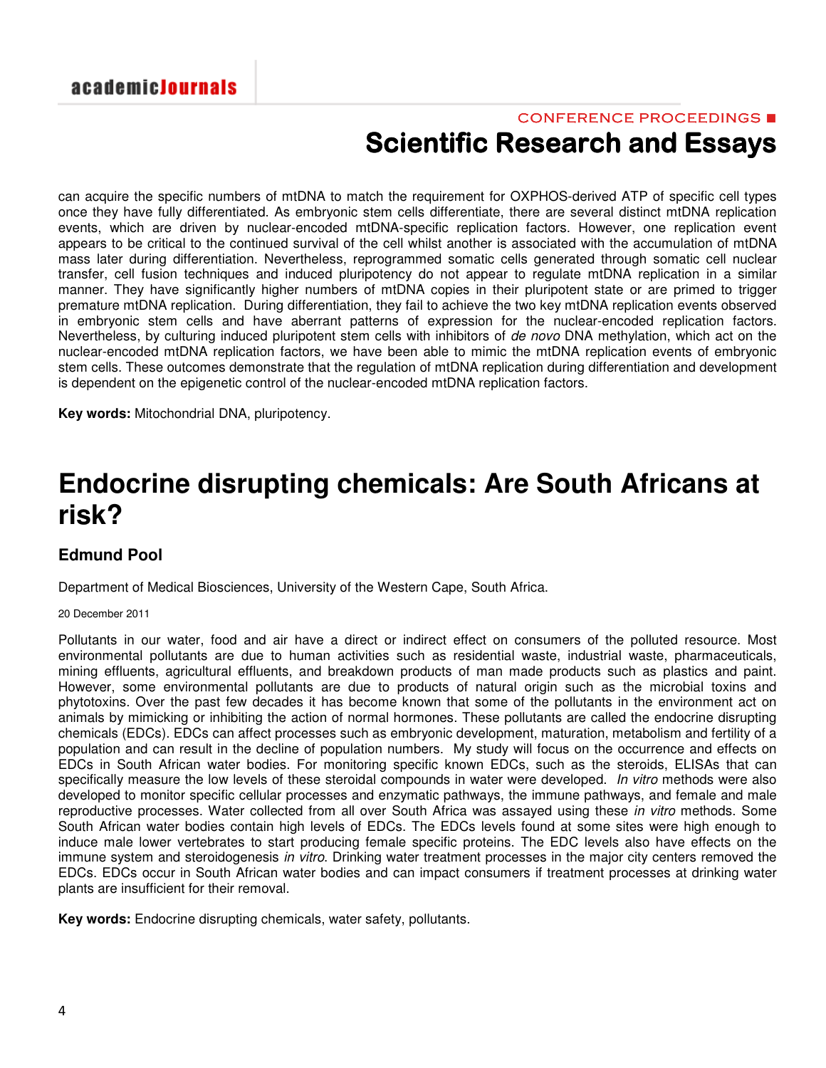can acquire the specific numbers of mtDNA to match the requirement for OXPHOS-derived ATP of specific cell types once they have fully differentiated. As embryonic stem cells differentiate, there are several distinct mtDNA replication events, which are driven by nuclear-encoded mtDNA-specific replication factors. However, one replication event appears to be critical to the continued survival of the cell whilst another is associated with the accumulation of mtDNA mass later during differentiation. Nevertheless, reprogrammed somatic cells generated through somatic cell nuclear transfer, cell fusion techniques and induced pluripotency do not appear to regulate mtDNA replication in a similar manner. They have significantly higher numbers of mtDNA copies in their pluripotent state or are primed to trigger premature mtDNA replication. During differentiation, they fail to achieve the two key mtDNA replication events observed in embryonic stem cells and have aberrant patterns of expression for the nuclear-encoded replication factors. Nevertheless, by culturing induced pluripotent stem cells with inhibitors of *de novo* DNA methylation, which act on the nuclear-encoded mtDNA replication factors, we have been able to mimic the mtDNA replication events of embryonic stem cells. These outcomes demonstrate that the regulation of mtDNA replication during differentiation and development is dependent on the epigenetic control of the nuclear-encoded mtDNA replication factors.

**Key words:** Mitochondrial DNA, pluripotency.

# Endocrine disrupting chemicals: Are South Africans at risk?

### Edmund Pool

Department of Medical Biosciences, University of the Western Cape, South Africa.

20 December 2011

Pollutants in our water, food and air have a direct or indirect effect on consumers of the polluted resource. Most environmental pollutants are due to human activities such as residential waste, industrial waste, pharmaceuticals, mining effluents, agricultural effluents, and breakdown products of man made products such as plastics and paint. However, some environmental pollutants are due to products of natural origin such as the microbial toxins and phytotoxins. Over the past few decades it has become known that some of the pollutants in the environment act on animals by mimicking or inhibiting the action of normal hormones. These pollutants are called the endocrine disrupting chemicals (EDCs). EDCs can affect processes such as embryonic development, maturation, metabolism and fertility of a population and can result in the decline of population numbers. My study will focus on the occurrence and effects on EDCs in South African water bodies. For monitoring specific known EDCs, such as the steroids, ELISAs that can specifically measure the low levels of these steroidal compounds in water were developed. *In vitro* methods were also developed to monitor specific cellular processes and enzymatic pathways, the immune pathways, and female and male reproductive processes. Water collected from all over South Africa was assayed using these *in vitro* methods. Some South African water bodies contain high levels of EDCs. The EDCs levels found at some sites were high enough to induce male lower vertebrates to start producing female specific proteins. The EDC levels also have effects on the immune system and steroidogenesis *in vitro*. Drinking water treatment processes in the major city centers removed the EDCs. EDCs occur in South African water bodies and can impact consumers if treatment processes at drinking water plants are insufficient for their removal.

**Key words:** Endocrine disrupting chemicals, water safety, pollutants.